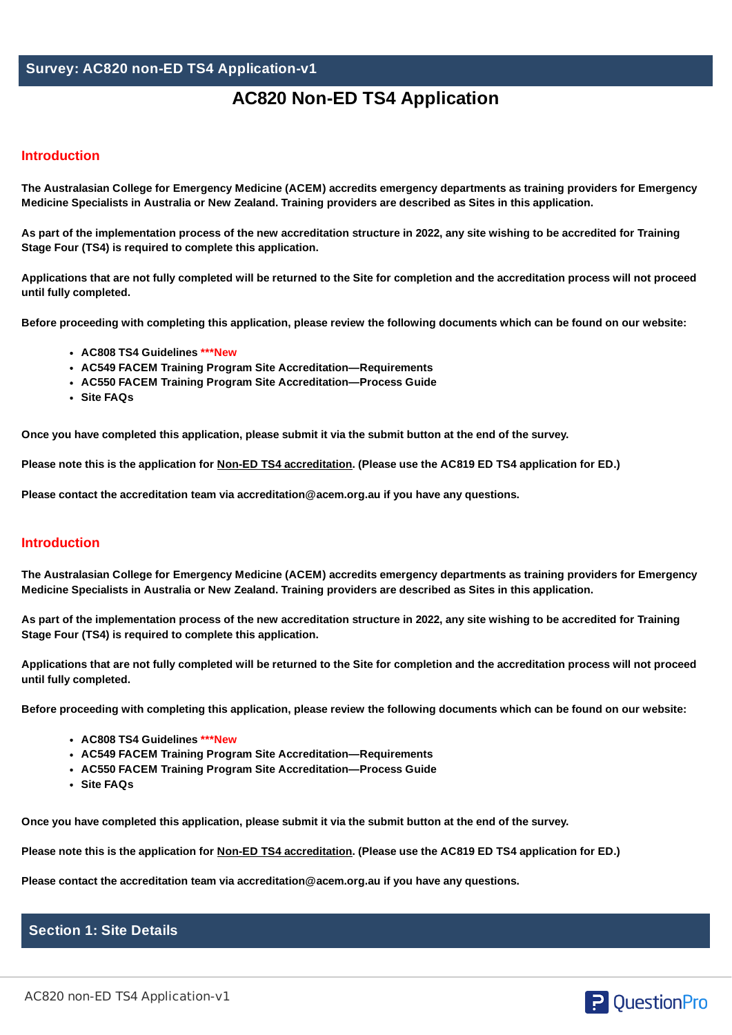## Survey: AC820 non-ED TS4 Application-v1

# AC820 Non-ED TS4 Application

## Introduction

**The Australasian College for Emergency Medicine (ACEM) accredits emergency departments as training providers for Emergency Medicine Specialists in Australia or New Zealand. Training providers are described as Sites in this application.**

**As part of the implementation process of the new accreditation structure in 2022, any site wishing to be accredited for Training Stage Four (TS4) is required to complete this application.**

**Applications that are not fully completed will be returned to the Site for completion and the accreditation process will not proceed until fully completed.**

**Before proceeding with completing this application, please review the following documents which can be found on our website:**

- **AC808 TS4 Guidelines *****New**
- **AC549 FACEM Training Program Site Accreditation—Requirements**
- **AC550 FACEM Training Program Site Accreditation—Process Guide**
- **Site FAQs**

**Once you have completed this application, please submit it via the submit button at the end of the survey.**

**Please note this is the application for Non-ED TS4 accreditation. (Please use the AC819 ED TS4 application for ED.)**

**Please contact the accreditation team via accreditation@acem.org.au if you have any questions.**

## Introduction

**The Australasian College for Emergency Medicine (ACEM) accredits emergency departments as training providers for Emergency Medicine Specialists in Australia or New Zealand. Training providers are described as Sites in this application.**

**As part of the implementation process of the new accreditation structure in 2022, any site wishing to be accredited for Training Stage Four (TS4) is required to complete this application.**

**Applications that are not fully completed will be returned to the Site for completion and the accreditation process will not proceed until fully completed.**

**Before proceeding with completing this application, please review the following documents which can be found on our website:**

- **AC808 TS4 Guidelines *****New**
- **AC549 FACEM Training Program Site Accreditation—Requirements**
- **AC550 FACEM Training Program Site Accreditation—Process Guide**
- **Site FAQs**

**Once you have completed this application, please submit it via the submit button at the end of the survey.**

**Please note this is the application for Non-ED TS4 accreditation. (Please use the AC819 ED TS4 application for ED.)**

**Please contact the accreditation team via accreditation@acem.org.au if you have any questions.**

## Section 1: Site Details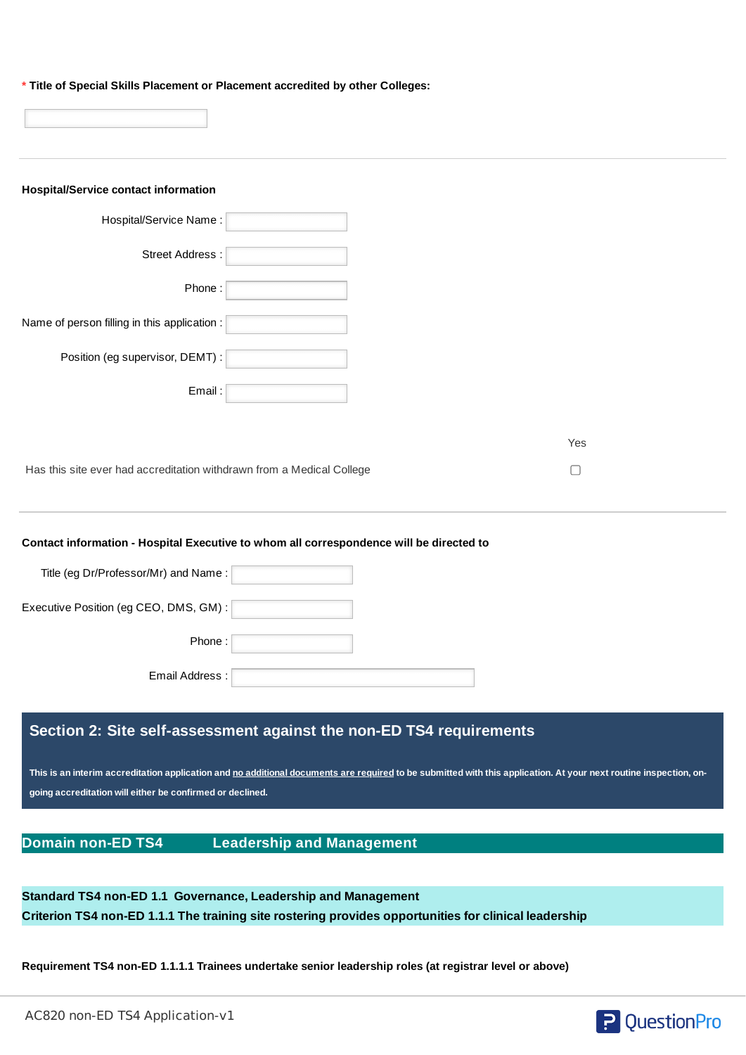\* **Title of Special Skills Placement or Placement accredited by other Colleges:**

---

**Hospital/Service contact information**

Hospital/Service Name :

Street Address :

Phone :

Name of person filling in this application :

Position (eg supervisor, DEMT) :

Email :

| | Yes |
|---|---|
| Has this site ever had accreditation withdrawn from a Medical College | ☐ |

---

**Contact information - Hospital Executive to whom all correspondence will be directed to**

Title (eg Dr/Professor/Mr) and Name :

Executive Position (eg CEO, DMS, GM) :

Phone :

Email Address :

## Section 2: Site self-assessment against the non-ED TS4 requirements

**This is an interim accreditation application and no additional documents are required to be submitted with this application. At your next routine inspection, on-going accreditation will either be confirmed or declined.**

### Domain non-ED TS4 Leadership and Management

**Standard TS4 non-ED 1.1 Governance, Leadership and Management**
**Criterion TS4 non-ED 1.1.1 The training site rostering provides opportunities for clinical leadership**

**Requirement TS4 non-ED 1.1.1.1 Trainees undertake senior leadership roles (at registrar level or above)**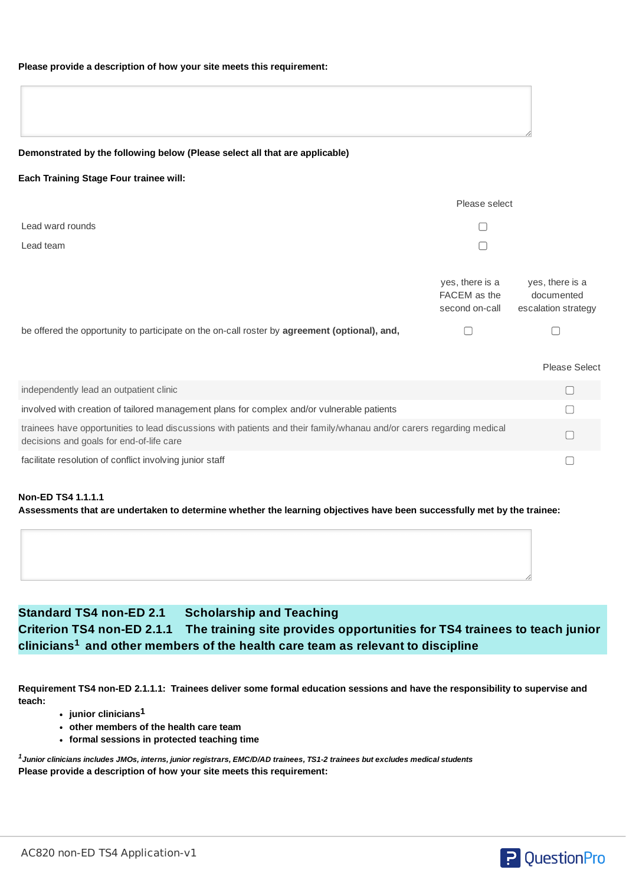**Please provide a description of how your site meets this requirement:**

**Demonstrated by the following below (Please select all that are applicable)**

**Each Training Stage Four trainee will:**

| | Please select |
|---|---|
| Lead ward rounds | ☐ |
| Lead team | ☐ |

| | yes, there is a FACEM as the second on-call | yes, there is a documented escalation strategy |
|---|---|---|
| be offered the opportunity to participate on the on-call roster by **agreement (optional), and,** | ☐ | ☐ |

| | Please Select |
|---|---|
| independently lead an outpatient clinic | ☐ |
| involved with creation of tailored management plans for complex and/or vulnerable patients | ☐ |
| trainees have opportunities to lead discussions with patients and their family/whanau and/or carers regarding medical decisions and goals for end-of-life care | ☐ |
| facilitate resolution of conflict involving junior staff | ☐ |

**Non-ED TS4 1.1.1.1**
**Assessments that are undertaken to determine whether the learning objectives have been successfully met by the trainee:**

## Standard TS4 non-ED 2.1 Scholarship and Teaching
## Criterion TS4 non-ED 2.1.1 The training site provides opportunities for TS4 trainees to teach junior clinicians[1] and other members of the health care team as relevant to discipline

**Requirement TS4 non-ED 2.1.1.1: Trainees deliver some formal education sessions and have the responsibility to supervise and teach:**

- **junior clinicians[1]**
- **other members of the health care team**
- **formal sessions in protected teaching time**

*[1] Junior clinicians includes JMOs, interns, junior registrars, EMC/D/AD trainees, TS1-2 trainees but excludes medical students*

**Please provide a description of how your site meets this requirement:**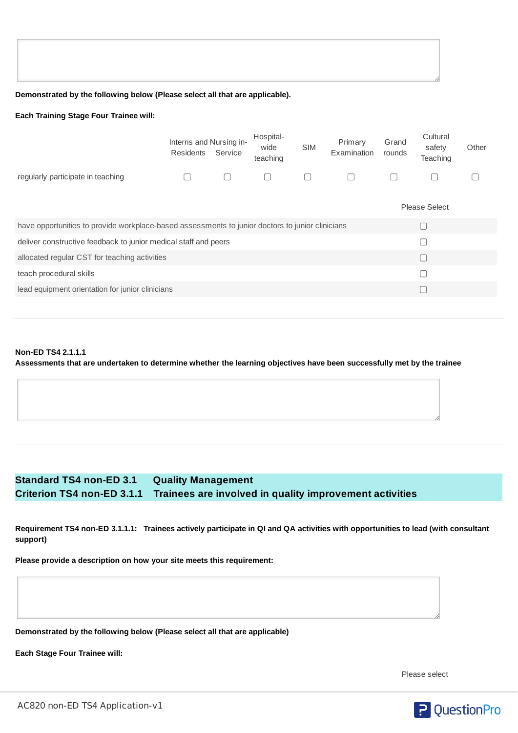**Demonstrated by the following below (Please select all that are applicable).**

**Each Training Stage Four Trainee will:**

| | Interns and Residents | Nursing in-Service | Hospital-wide teaching | SIM | Primary Examination | Grand rounds | Cultural safety Teaching | Other |
|---|---|---|---|---|---|---|---|---|
| regularly participate in teaching | ☐ | ☐ | ☐ | ☐ | ☐ | ☐ | ☐ | ☐ |

| | Please Select |
|---|---|
| have opportunities to provide workplace-based assessments to junior doctors to junior clinicians | ☐ |
| deliver constructive feedback to junior medical staff and peers | ☐ |
| allocated regular CST for teaching activities | ☐ |
| teach procedural skills | ☐ |
| lead equipment orientation for junior clinicians | ☐ |

---

**Non-ED TS4 2.1.1.1**
**Assessments that are undertaken to determine whether the learning objectives have been successfully met by the trainee**

---

## Standard TS4 non-ED 3.1 Quality Management
## Criterion TS4 non-ED 3.1.1 Trainees are involved in quality improvement activities

**Requirement TS4 non-ED 3.1.1.1: Trainees actively participate in QI and QA activities with opportunities to lead (with consultant support)**

**Please provide a description on how your site meets this requirement:**

**Demonstrated by the following below (Please select all that are applicable)**

**Each Stage Four Trainee will:**

Please select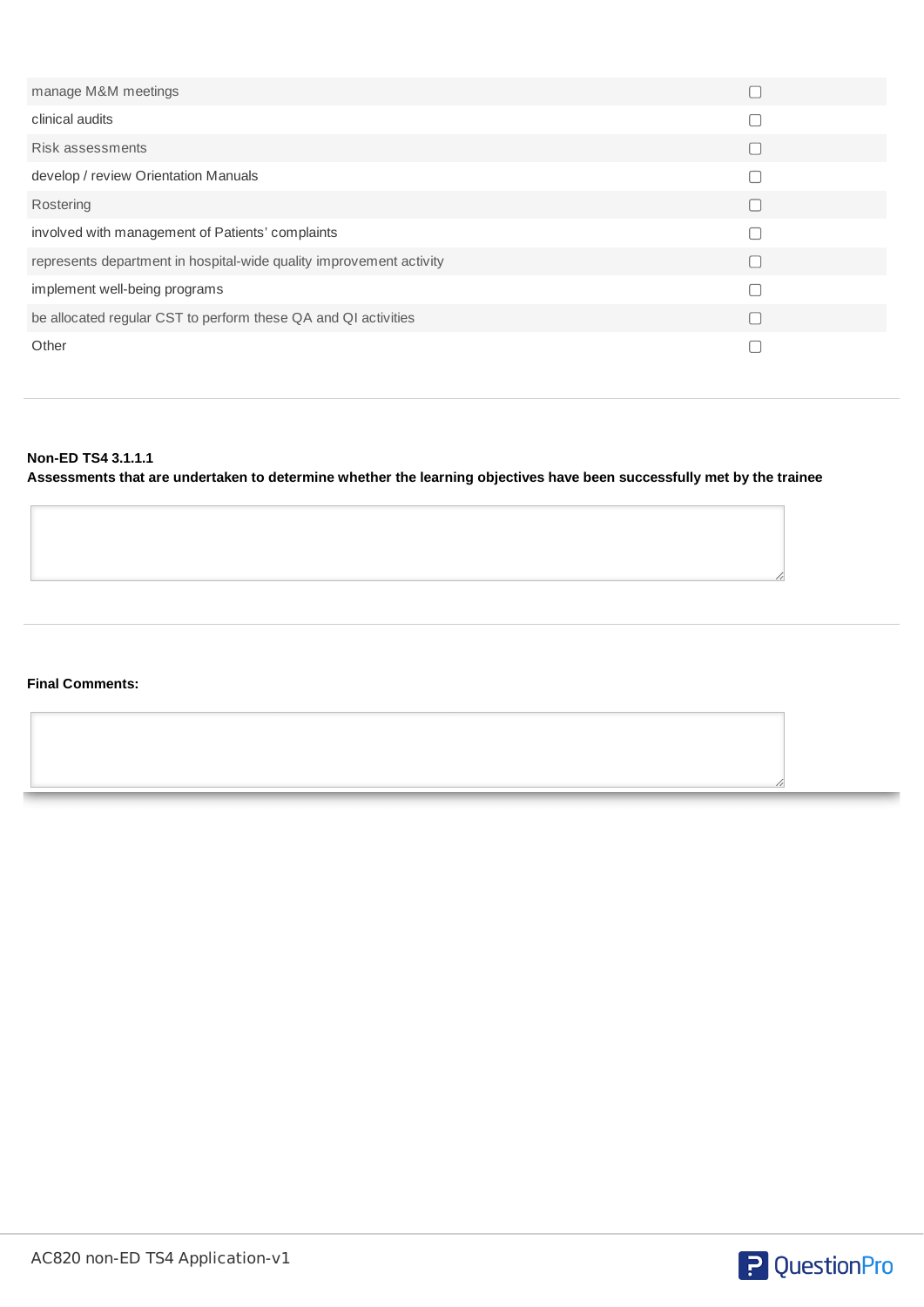| | |
|---|---|
| manage M&M meetings | ☐ |
| clinical audits | ☐ |
| Risk assessments | ☐ |
| develop / review Orientation Manuals | ☐ |
| Rostering | ☐ |
| involved with management of Patients' complaints | ☐ |
| represents department in hospital-wide quality improvement activity | ☐ |
| implement well-being programs | ☐ |
| be allocated regular CST to perform these QA and QI activities | ☐ |
| Other | ☐ |

---

**Non-ED TS4 3.1.1.1**
**Assessments that are undertaken to determine whether the learning objectives have been successfully met by the trainee**

---

**Final Comments:**